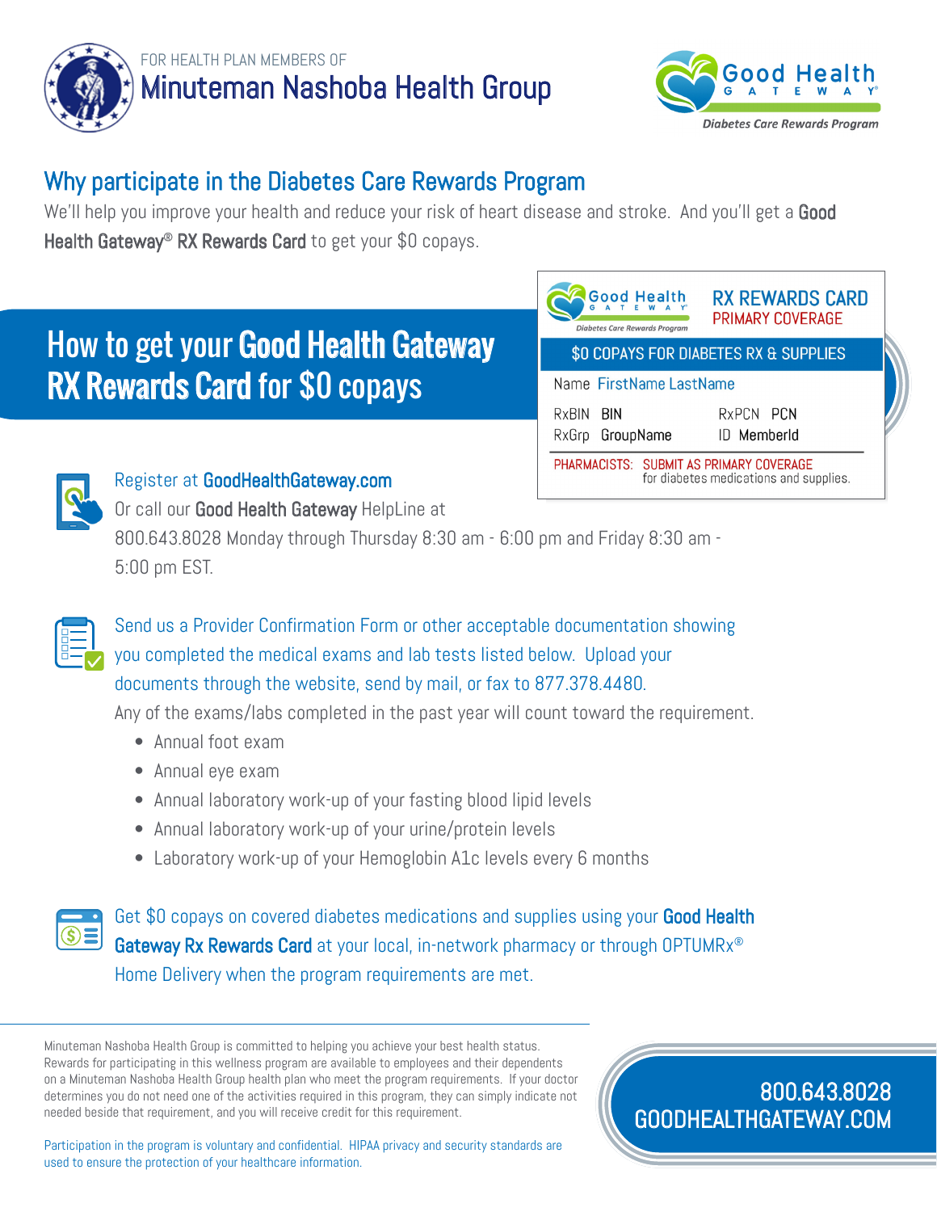FOR HEALTH PLAN MEMBERS OF

# Minuteman Nashoba Health Group

Good Health Gateway®

*Diabetes Care Rewards Program*

## Why participate in the Diabetes Care Rewards Program

We'll help you improve your health and reduce your risk of heart disease and stroke. And you'll get a **Good Health Gateway® RX Rewards Card** to get your $0 copays.

## How to get your Good Health Gateway RX Rewards Card for $0 copays

Good Health Gateway — *Diabetes Care Rewards Program*

**RX REWARDS CARD**
PRIMARY COVERAGE

$0 COPAYS FOR DIABETES RX & SUPPLIES

Name FirstName LastName

| | | | |
|---|---|---|---|
| RxBIN | BIN | RxPCN | PCN |
| RxGrp | GroupName | ID | MemberId |

PHARMACISTS: SUBMIT AS PRIMARY COVERAGE for diabetes medications and supplies.

Register at **GoodHealthGateway.com**
Or call our **Good Health Gateway** HelpLine at 800.643.8028 Monday through Thursday 8:30 am - 6:00 pm and Friday 8:30 am - 5:00 pm EST.

Send us a Provider Confirmation Form or other acceptable documentation showing you completed the medical exams and lab tests listed below. Upload your documents through the website, send by mail, or fax to 877.378.4480.
Any of the exams/labs completed in the past year will count toward the requirement.

- Annual foot exam
- Annual eye exam
- Annual laboratory work-up of your fasting blood lipid levels
- Annual laboratory work-up of your urine/protein levels
- Laboratory work-up of your Hemoglobin A1c levels every 6 months

Get $0 copays on covered diabetes medications and supplies using your **Good Health Gateway Rx Rewards Card** at your local, in-network pharmacy or through OPTUMRx® Home Delivery when the program requirements are met.

---

Minuteman Nashoba Health Group is committed to helping you achieve your best health status. Rewards for participating in this wellness program are available to employees and their dependents on a Minuteman Nashoba Health Group health plan who meet the program requirements. If your doctor determines you do not need one of the activities required in this program, they can simply indicate not needed beside that requirement, and you will receive credit for this requirement.

Participation in the program is voluntary and confidential. HIPAA privacy and security standards are used to ensure the protection of your healthcare information.

800.643.8028
GOODHEALTHGATEWAY.COM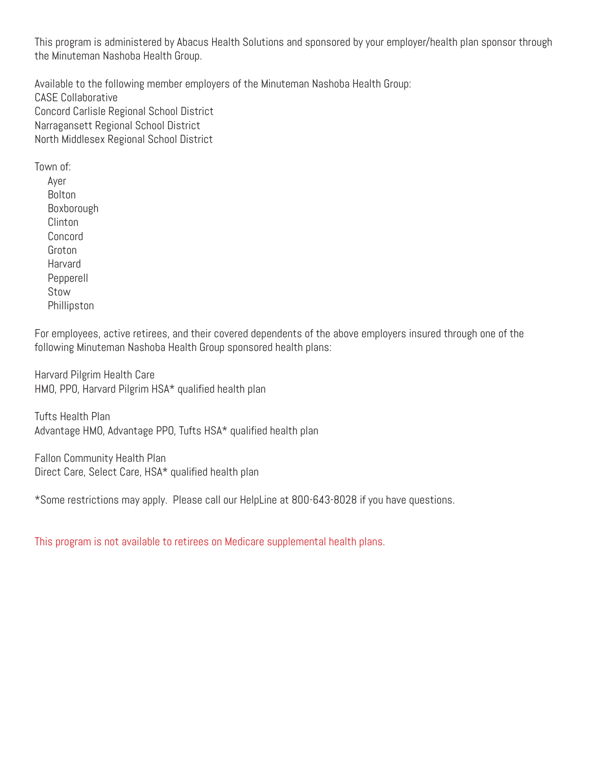This program is administered by Abacus Health Solutions and sponsored by your employer/health plan sponsor through the Minuteman Nashoba Health Group.

Available to the following member employers of the Minuteman Nashoba Health Group:
CASE Collaborative
Concord Carlisle Regional School District
Narragansett Regional School District
North Middlesex Regional School District

Town of:

- Ayer
- Bolton
- Boxborough
- Clinton
- Concord
- Groton
- Harvard
- Pepperell
- Stow
- Phillipston

For employees, active retirees, and their covered dependents of the above employers insured through one of the following Minuteman Nashoba Health Group sponsored health plans:

Harvard Pilgrim Health Care
HMO, PPO, Harvard Pilgrim HSA* qualified health plan

Tufts Health Plan
Advantage HMO, Advantage PPO, Tufts HSA* qualified health plan

Fallon Community Health Plan
Direct Care, Select Care, HSA* qualified health plan

*Some restrictions may apply. Please call our HelpLine at 800-643-8028 if you have questions.

This program is not available to retirees on Medicare supplemental health plans.